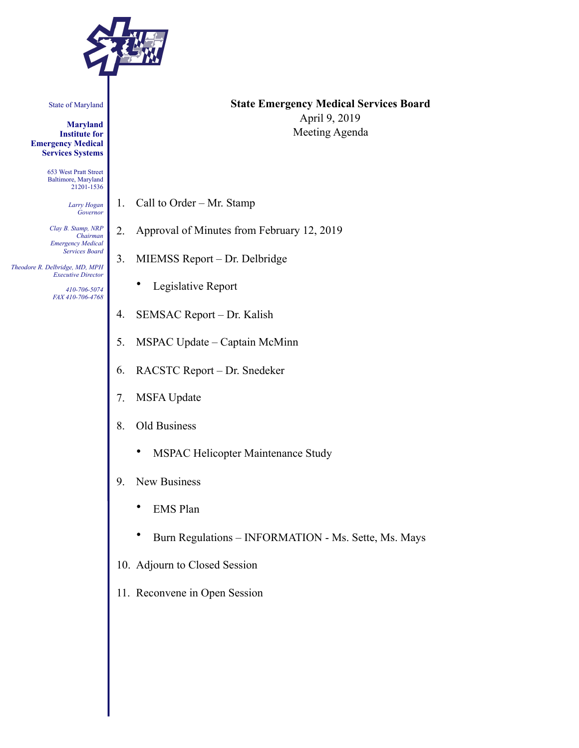State of Maryland

**Maryland Institute for Emergency Medical Services Systems**

653 West Pratt Street
Baltimore, Maryland
21201-1536

*Larry Hogan*
*Governor*

*Clay B. Stamp, NRP*
*Chairman*
*Emergency Medical Services Board*

*Theodore R. Delbridge, MD, MPH*
*Executive Director*

*410-706-5074*
*FAX 410-706-4768*

**State Emergency Medical Services Board**
April 9, 2019
Meeting Agenda

1. Call to Order – Mr. Stamp
2. Approval of Minutes from February 12, 2019
3. MIEMSS Report – Dr. Delbridge
   - Legislative Report
4. SEMSAC Report – Dr. Kalish
5. MSPAC Update – Captain McMinn
6. RACSTC Report – Dr. Snedeker
7. MSFA Update
8. Old Business
   - MSPAC Helicopter Maintenance Study
9. New Business
   - EMS Plan
   - Burn Regulations – INFORMATION - Ms. Sette, Ms. Mays
10. Adjourn to Closed Session
11. Reconvene in Open Session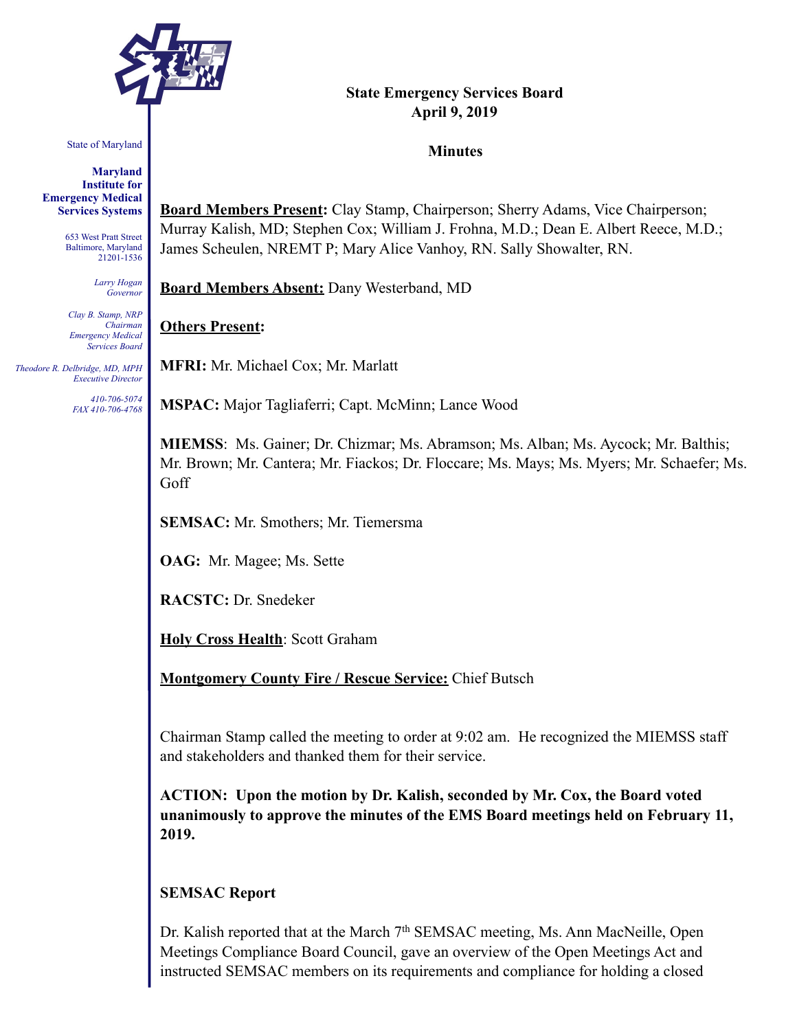State of Maryland

**Maryland Institute for Emergency Medical Services Systems**

653 West Pratt Street
Baltimore, Maryland
21201-1536

*Larry Hogan*
*Governor*

*Clay B. Stamp, NRP*
*Chairman*
*Emergency Medical Services Board*

*Theodore R. Delbridge, MD, MPH*
*Executive Director*

*410-706-5074*
*FAX 410-706-4768*

# State Emergency Services Board
## April 9, 2019

## Minutes

**Board Members Present:** Clay Stamp, Chairperson; Sherry Adams, Vice Chairperson; Murray Kalish, MD; Stephen Cox; William J. Frohna, M.D.; Dean E. Albert Reece, M.D.; James Scheulen, NREMT P; Mary Alice Vanhoy, RN. Sally Showalter, RN.

**Board Members Absent:** Dany Westerband, MD

**Others Present:**

**MFRI:** Mr. Michael Cox; Mr. Marlatt

**MSPAC:** Major Tagliaferri; Capt. McMinn; Lance Wood

**MIEMSS**: Ms. Gainer; Dr. Chizmar; Ms. Abramson; Ms. Alban; Ms. Aycock; Mr. Balthis; Mr. Brown; Mr. Cantera; Mr. Fiackos; Dr. Floccare; Ms. Mays; Ms. Myers; Mr. Schaefer; Ms. Goff

**SEMSAC:** Mr. Smothers; Mr. Tiemersma

**OAG:** Mr. Magee; Ms. Sette

**RACSTC:** Dr. Snedeker

**Holy Cross Health**: Scott Graham

**Montgomery County Fire / Rescue Service:** Chief Butsch

Chairman Stamp called the meeting to order at 9:02 am. He recognized the MIEMSS staff and stakeholders and thanked them for their service.

**ACTION: Upon the motion by Dr. Kalish, seconded by Mr. Cox, the Board voted unanimously to approve the minutes of the EMS Board meetings held on February 11, 2019.**

**SEMSAC Report**

Dr. Kalish reported that at the March 7th SEMSAC meeting, Ms. Ann MacNeille, Open Meetings Compliance Board Council, gave an overview of the Open Meetings Act and instructed SEMSAC members on its requirements and compliance for holding a closed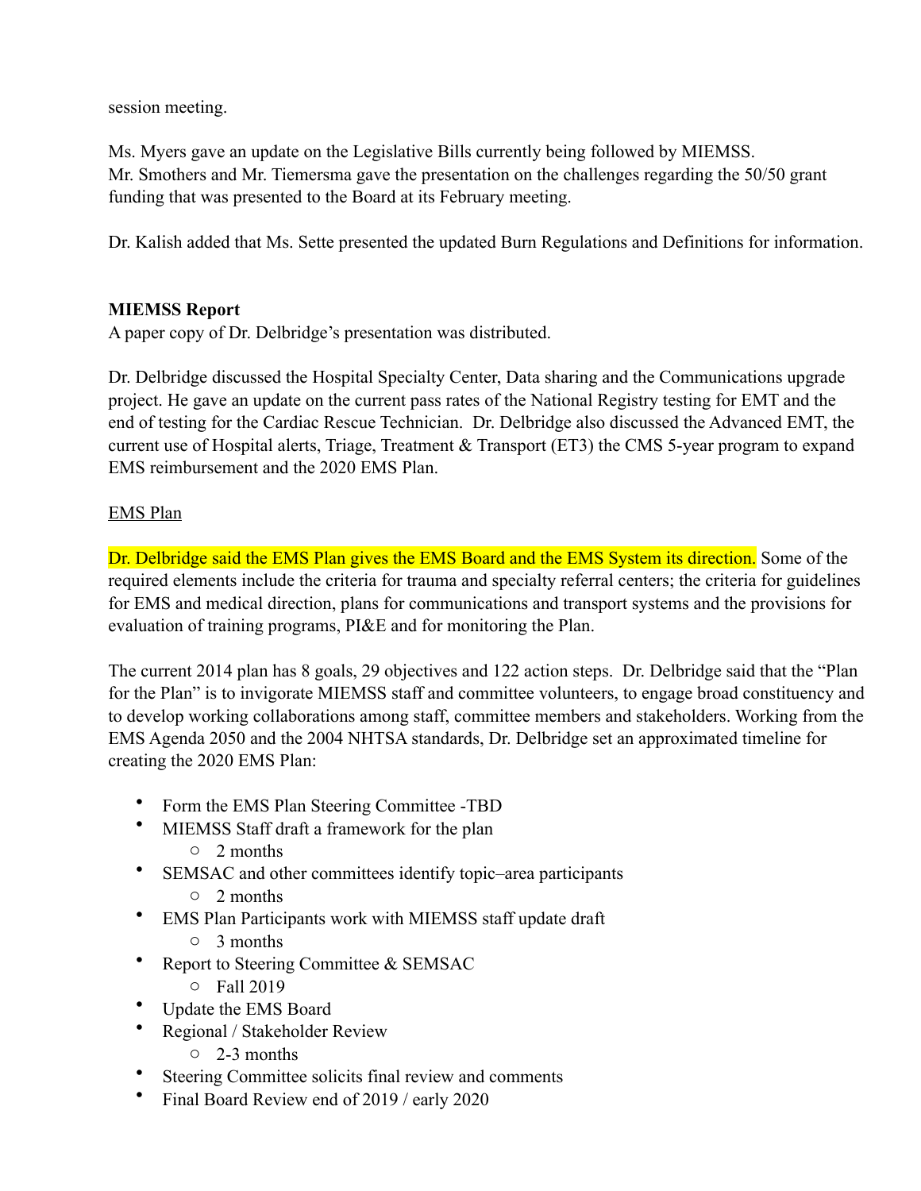session meeting.

Ms. Myers gave an update on the Legislative Bills currently being followed by MIEMSS.
Mr. Smothers and Mr. Tiemersma gave the presentation on the challenges regarding the 50/50 grant funding that was presented to the Board at its February meeting.

Dr. Kalish added that Ms. Sette presented the updated Burn Regulations and Definitions for information.

**MIEMSS Report**
A paper copy of Dr. Delbridge's presentation was distributed.

Dr. Delbridge discussed the Hospital Specialty Center, Data sharing and the Communications upgrade project. He gave an update on the current pass rates of the National Registry testing for EMT and the end of testing for the Cardiac Rescue Technician. Dr. Delbridge also discussed the Advanced EMT, the current use of Hospital alerts, Triage, Treatment & Transport (ET3) the CMS 5-year program to expand EMS reimbursement and the 2020 EMS Plan.

<u>EMS Plan</u>

Dr. Delbridge said the EMS Plan gives the EMS Board and the EMS System its direction. Some of the required elements include the criteria for trauma and specialty referral centers; the criteria for guidelines for EMS and medical direction, plans for communications and transport systems and the provisions for evaluation of training programs, PI&E and for monitoring the Plan.

The current 2014 plan has 8 goals, 29 objectives and 122 action steps. Dr. Delbridge said that the "Plan for the Plan" is to invigorate MIEMSS staff and committee volunteers, to engage broad constituency and to develop working collaborations among staff, committee members and stakeholders. Working from the EMS Agenda 2050 and the 2004 NHTSA standards, Dr. Delbridge set an approximated timeline for creating the 2020 EMS Plan:

- Form the EMS Plan Steering Committee -TBD
- MIEMSS Staff draft a framework for the plan
  - 2 months
- SEMSAC and other committees identify topic–area participants
  - 2 months
- EMS Plan Participants work with MIEMSS staff update draft
  - 3 months
- Report to Steering Committee & SEMSAC
  - Fall 2019
- Update the EMS Board
- Regional / Stakeholder Review
  - 2-3 months
- Steering Committee solicits final review and comments
- Final Board Review end of 2019 / early 2020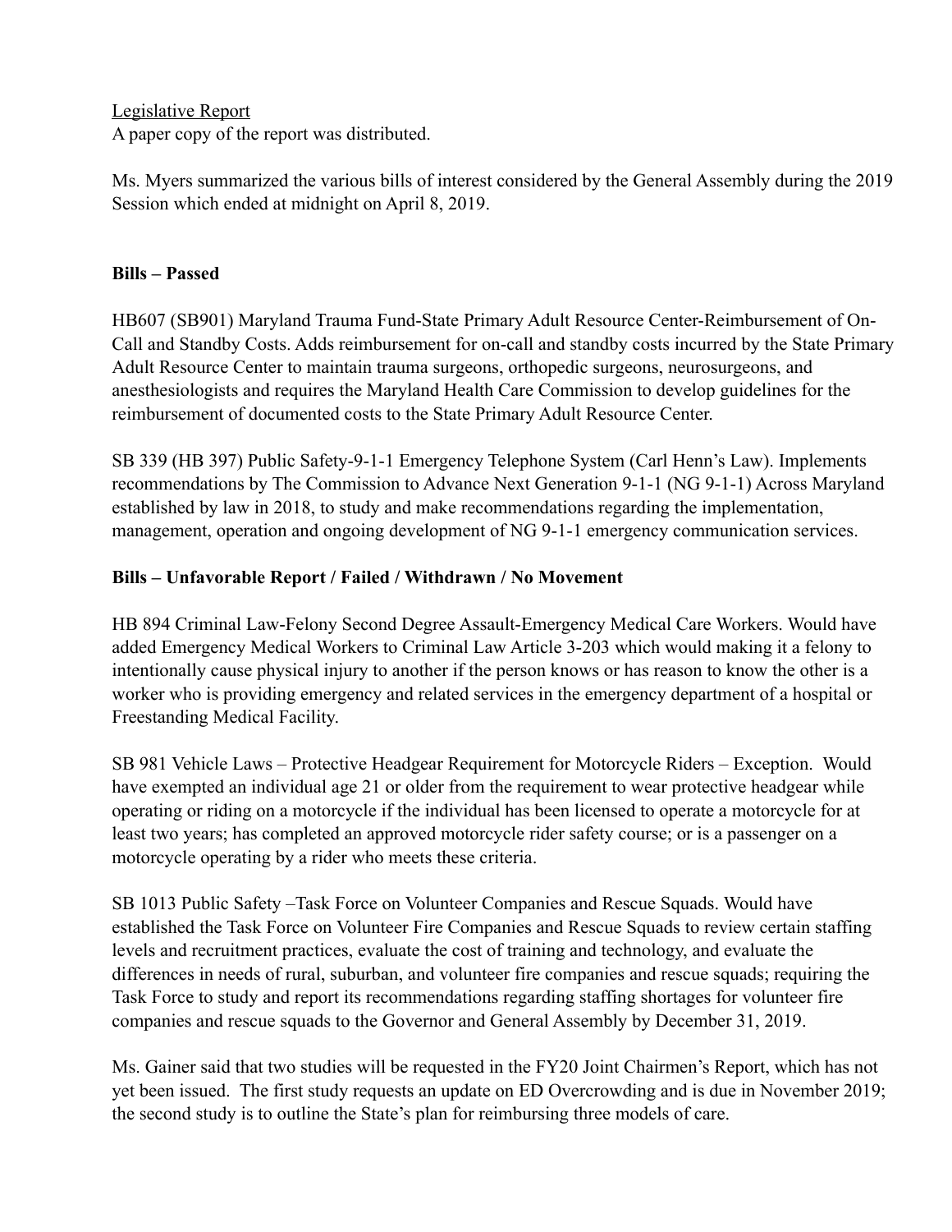Legislative Report
A paper copy of the report was distributed.

Ms. Myers summarized the various bills of interest considered by the General Assembly during the 2019 Session which ended at midnight on April 8, 2019.

**Bills – Passed**

HB607 (SB901) Maryland Trauma Fund-State Primary Adult Resource Center-Reimbursement of On-Call and Standby Costs. Adds reimbursement for on-call and standby costs incurred by the State Primary Adult Resource Center to maintain trauma surgeons, orthopedic surgeons, neurosurgeons, and anesthesiologists and requires the Maryland Health Care Commission to develop guidelines for the reimbursement of documented costs to the State Primary Adult Resource Center.

SB 339 (HB 397) Public Safety-9-1-1 Emergency Telephone System (Carl Henn's Law). Implements recommendations by The Commission to Advance Next Generation 9-1-1 (NG 9-1-1) Across Maryland established by law in 2018, to study and make recommendations regarding the implementation, management, operation and ongoing development of NG 9-1-1 emergency communication services.

**Bills – Unfavorable Report / Failed / Withdrawn / No Movement**

HB 894 Criminal Law-Felony Second Degree Assault-Emergency Medical Care Workers. Would have added Emergency Medical Workers to Criminal Law Article 3-203 which would making it a felony to intentionally cause physical injury to another if the person knows or has reason to know the other is a worker who is providing emergency and related services in the emergency department of a hospital or Freestanding Medical Facility.

SB 981 Vehicle Laws – Protective Headgear Requirement for Motorcycle Riders – Exception. Would have exempted an individual age 21 or older from the requirement to wear protective headgear while operating or riding on a motorcycle if the individual has been licensed to operate a motorcycle for at least two years; has completed an approved motorcycle rider safety course; or is a passenger on a motorcycle operating by a rider who meets these criteria.

SB 1013 Public Safety –Task Force on Volunteer Companies and Rescue Squads. Would have established the Task Force on Volunteer Fire Companies and Rescue Squads to review certain staffing levels and recruitment practices, evaluate the cost of training and technology, and evaluate the differences in needs of rural, suburban, and volunteer fire companies and rescue squads; requiring the Task Force to study and report its recommendations regarding staffing shortages for volunteer fire companies and rescue squads to the Governor and General Assembly by December 31, 2019.

Ms. Gainer said that two studies will be requested in the FY20 Joint Chairmen's Report, which has not yet been issued. The first study requests an update on ED Overcrowding and is due in November 2019; the second study is to outline the State's plan for reimbursing three models of care.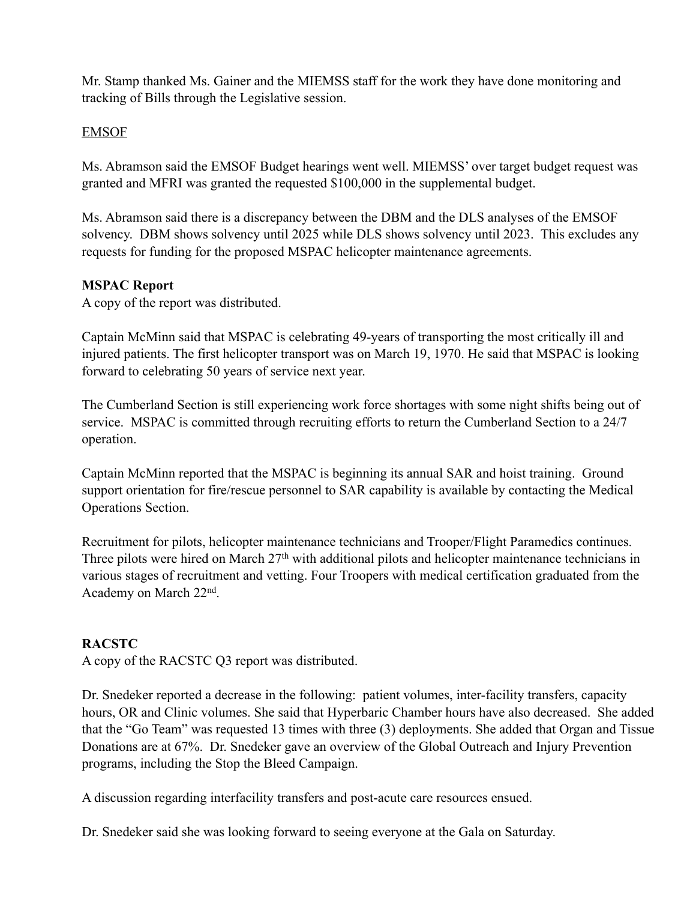Mr. Stamp thanked Ms. Gainer and the MIEMSS staff for the work they have done monitoring and tracking of Bills through the Legislative session.

EMSOF

Ms. Abramson said the EMSOF Budget hearings went well. MIEMSS' over target budget request was granted and MFRI was granted the requested $100,000 in the supplemental budget.

Ms. Abramson said there is a discrepancy between the DBM and the DLS analyses of the EMSOF solvency. DBM shows solvency until 2025 while DLS shows solvency until 2023. This excludes any requests for funding for the proposed MSPAC helicopter maintenance agreements.

**MSPAC Report**
A copy of the report was distributed.

Captain McMinn said that MSPAC is celebrating 49-years of transporting the most critically ill and injured patients. The first helicopter transport was on March 19, 1970. He said that MSPAC is looking forward to celebrating 50 years of service next year.

The Cumberland Section is still experiencing work force shortages with some night shifts being out of service. MSPAC is committed through recruiting efforts to return the Cumberland Section to a 24/7 operation.

Captain McMinn reported that the MSPAC is beginning its annual SAR and hoist training. Ground support orientation for fire/rescue personnel to SAR capability is available by contacting the Medical Operations Section.

Recruitment for pilots, helicopter maintenance technicians and Trooper/Flight Paramedics continues. Three pilots were hired on March 27th with additional pilots and helicopter maintenance technicians in various stages of recruitment and vetting. Four Troopers with medical certification graduated from the Academy on March 22nd.

**RACSTC**
A copy of the RACSTC Q3 report was distributed.

Dr. Snedeker reported a decrease in the following: patient volumes, inter-facility transfers, capacity hours, OR and Clinic volumes. She said that Hyperbaric Chamber hours have also decreased. She added that the "Go Team" was requested 13 times with three (3) deployments. She added that Organ and Tissue Donations are at 67%. Dr. Snedeker gave an overview of the Global Outreach and Injury Prevention programs, including the Stop the Bleed Campaign.

A discussion regarding interfacility transfers and post-acute care resources ensued.

Dr. Snedeker said she was looking forward to seeing everyone at the Gala on Saturday.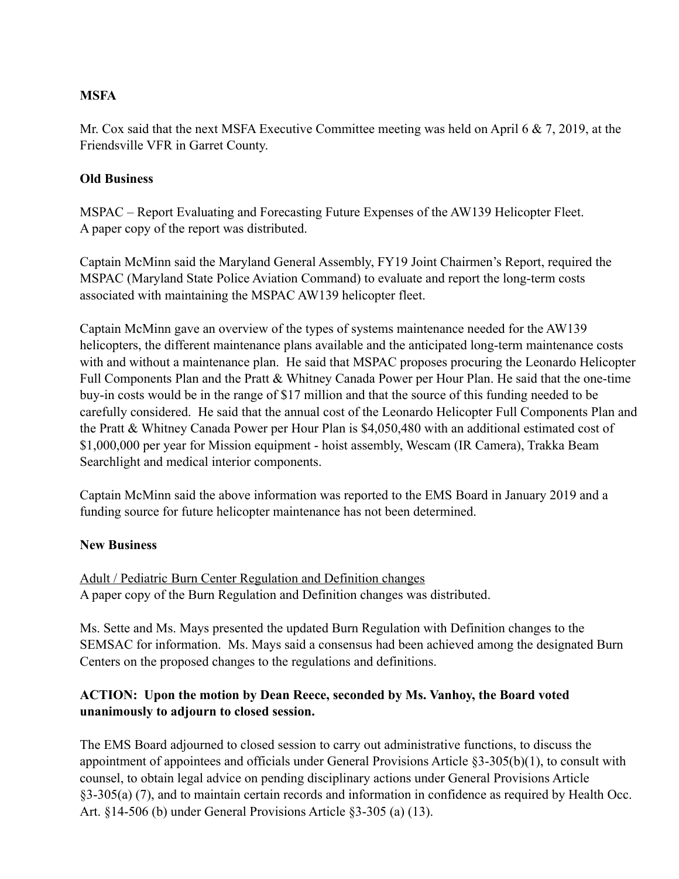**MSFA**

Mr. Cox said that the next MSFA Executive Committee meeting was held on April 6 & 7, 2019, at the Friendsville VFR in Garret County.

**Old Business**

MSPAC – Report Evaluating and Forecasting Future Expenses of the AW139 Helicopter Fleet.
A paper copy of the report was distributed.

Captain McMinn said the Maryland General Assembly, FY19 Joint Chairmen's Report, required the MSPAC (Maryland State Police Aviation Command) to evaluate and report the long-term costs associated with maintaining the MSPAC AW139 helicopter fleet.

Captain McMinn gave an overview of the types of systems maintenance needed for the AW139 helicopters, the different maintenance plans available and the anticipated long-term maintenance costs with and without a maintenance plan. He said that MSPAC proposes procuring the Leonardo Helicopter Full Components Plan and the Pratt & Whitney Canada Power per Hour Plan. He said that the one-time buy-in costs would be in the range of $17 million and that the source of this funding needed to be carefully considered. He said that the annual cost of the Leonardo Helicopter Full Components Plan and the Pratt & Whitney Canada Power per Hour Plan is $4,050,480 with an additional estimated cost of $1,000,000 per year for Mission equipment - hoist assembly, Wescam (IR Camera), Trakka Beam Searchlight and medical interior components.

Captain McMinn said the above information was reported to the EMS Board in January 2019 and a funding source for future helicopter maintenance has not been determined.

**New Business**

<u>Adult / Pediatric Burn Center Regulation and Definition changes</u>
A paper copy of the Burn Regulation and Definition changes was distributed.

Ms. Sette and Ms. Mays presented the updated Burn Regulation with Definition changes to the SEMSAC for information. Ms. Mays said a consensus had been achieved among the designated Burn Centers on the proposed changes to the regulations and definitions.

**ACTION: Upon the motion by Dean Reece, seconded by Ms. Vanhoy, the Board voted unanimously to adjourn to closed session.**

The EMS Board adjourned to closed session to carry out administrative functions, to discuss the appointment of appointees and officials under General Provisions Article §3-305(b)(1), to consult with counsel, to obtain legal advice on pending disciplinary actions under General Provisions Article §3-305(a) (7), and to maintain certain records and information in confidence as required by Health Occ. Art. §14-506 (b) under General Provisions Article §3-305 (a) (13).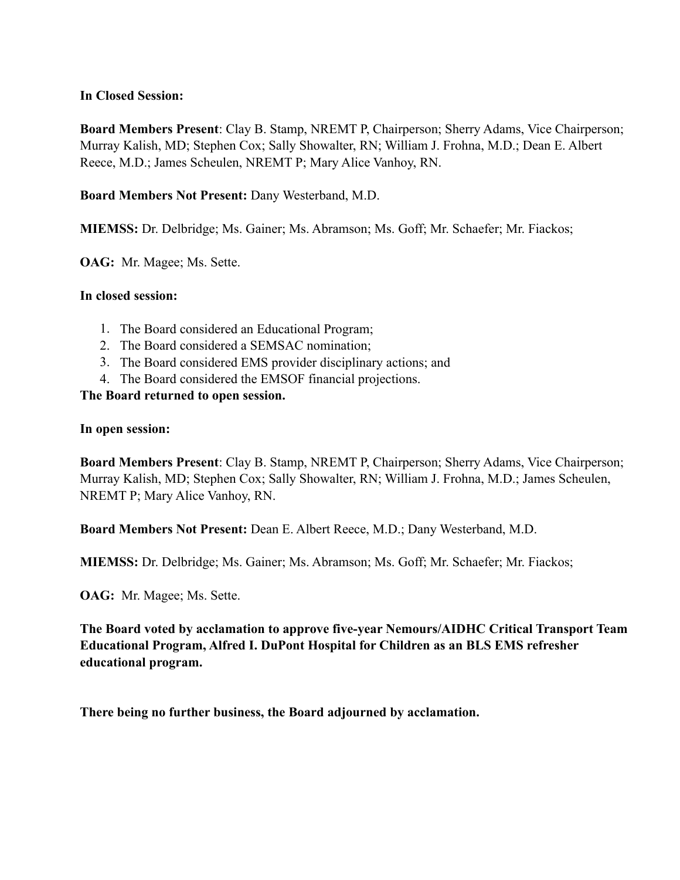**In Closed Session:**

**Board Members Present**: Clay B. Stamp, NREMT P, Chairperson; Sherry Adams, Vice Chairperson; Murray Kalish, MD; Stephen Cox; Sally Showalter, RN; William J. Frohna, M.D.; Dean E. Albert Reece, M.D.; James Scheulen, NREMT P; Mary Alice Vanhoy, RN.

**Board Members Not Present:** Dany Westerband, M.D.

**MIEMSS:** Dr. Delbridge; Ms. Gainer; Ms. Abramson; Ms. Goff; Mr. Schaefer; Mr. Fiackos;

**OAG:** Mr. Magee; Ms. Sette.

**In closed session:**

1. The Board considered an Educational Program;
2. The Board considered a SEMSAC nomination;
3. The Board considered EMS provider disciplinary actions; and
4. The Board considered the EMSOF financial projections.

**The Board returned to open session.**

**In open session:**

**Board Members Present**: Clay B. Stamp, NREMT P, Chairperson; Sherry Adams, Vice Chairperson; Murray Kalish, MD; Stephen Cox; Sally Showalter, RN; William J. Frohna, M.D.; James Scheulen, NREMT P; Mary Alice Vanhoy, RN.

**Board Members Not Present:** Dean E. Albert Reece, M.D.; Dany Westerband, M.D.

**MIEMSS:** Dr. Delbridge; Ms. Gainer; Ms. Abramson; Ms. Goff; Mr. Schaefer; Mr. Fiackos;

**OAG:** Mr. Magee; Ms. Sette.

**The Board voted by acclamation to approve five-year Nemours/AIDHC Critical Transport Team Educational Program, Alfred I. DuPont Hospital for Children as an BLS EMS refresher educational program.**

**There being no further business, the Board adjourned by acclamation.**